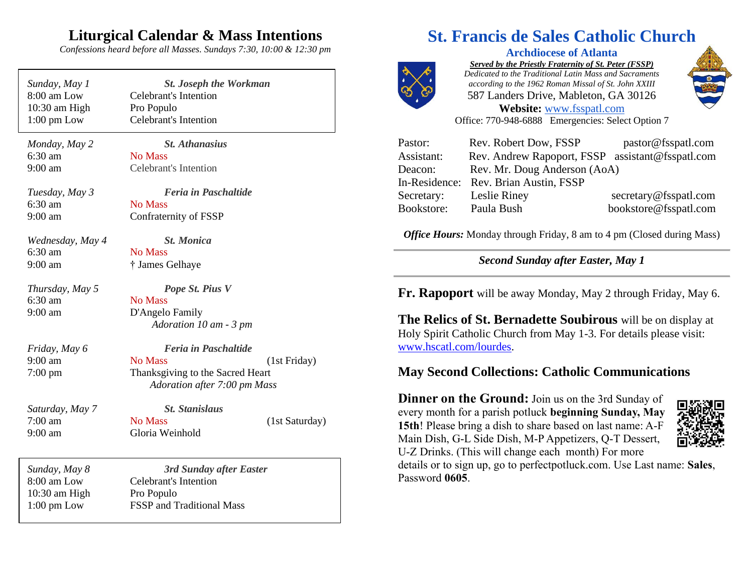## Liturgical Calendar & Mass Intentions

*Confessions heard before all Masses. Sundays 7:30, 10:00 & 12:30 pm*

| | | |
|---|---|---|
| *Sunday, May 1* | ***St. Joseph the Workman*** | |
| 8:00 am Low | Celebrant's Intention | |
| 10:30 am High | Pro Populo | |
| 1:00 pm Low | Celebrant's Intention | |
| *Monday, May 2* | ***St. Athanasius*** | |
| 6:30 am | No Mass | |
| 9:00 am | Celebrant's Intention | |
| *Tuesday, May 3* | ***Feria in Paschaltide*** | |
| 6:30 am | No Mass | |
| 9:00 am | Confraternity of FSSP | |
| *Wednesday, May 4* | ***St. Monica*** | |
| 6:30 am | No Mass | |
| 9:00 am | † James Gelhaye | |
| *Thursday, May 5* | ***Pope St. Pius V*** | |
| 6:30 am | No Mass | |
| 9:00 am | D'Angelo Family | |
| | *Adoration 10 am - 3 pm* | |
| *Friday, May 6* | ***Feria in Paschaltide*** | |
| 9:00 am | No Mass | (1st Friday) |
| 7:00 pm | Thanksgiving to the Sacred Heart | |
| | *Adoration after 7:00 pm Mass* | |
| *Saturday, May 7* | ***St. Stanislaus*** | |
| 7:00 am | No Mass | (1st Saturday) |
| 9:00 am | Gloria Weinhold | |
| *Sunday, May 8* | ***3rd Sunday after Easter*** | |
| 8:00 am Low | Celebrant's Intention | |
| 10:30 am High | Pro Populo | |
| 1:00 pm Low | FSSP and Traditional Mass | |

# St. Francis de Sales Catholic Church

**Archdiocese of Atlanta**

***Served by the Priestly Fraternity of St. Peter (FSSP)***

*Dedicated to the Traditional Latin Mass and Sacraments according to the 1962 Roman Missal of St. John XXIII*

587 Landers Drive, Mableton, GA 30126

**Website:** www.fsspatl.com

Office: 770-948-6888 Emergencies: Select Option 7

| | | |
|---|---|---|
| Pastor: | Rev. Robert Dow, FSSP | pastor@fsspatl.com |
| Assistant: | Rev. Andrew Rapoport, FSSP | assistant@fsspatl.com |
| Deacon: | Rev. Mr. Doug Anderson (AoA) | |
| In-Residence: | Rev. Brian Austin, FSSP | |
| Secretary: | Leslie Riney | secretary@fsspatl.com |
| Bookstore: | Paula Bush | bookstore@fsspatl.com |

***Office Hours:*** Monday through Friday, 8 am to 4 pm (Closed during Mass)

***Second Sunday after Easter, May 1***

**Fr. Rapoport** will be away Monday, May 2 through Friday, May 6.

**The Relics of St. Bernadette Soubirous** will be on display at Holy Spirit Catholic Church from May 1-3. For details please visit: www.hscatl.com/lourdes.

### May Second Collections: Catholic Communications

**Dinner on the Ground:** Join us on the 3rd Sunday of every month for a parish potluck **beginning Sunday, May 15th**! Please bring a dish to share based on last name: A-F Main Dish, G-L Side Dish, M-P Appetizers, Q-T Dessert, U-Z Drinks. (This will change each month) For more details or to sign up, go to perfectpotluck.com. Use Last name: **Sales**, Password **0605**.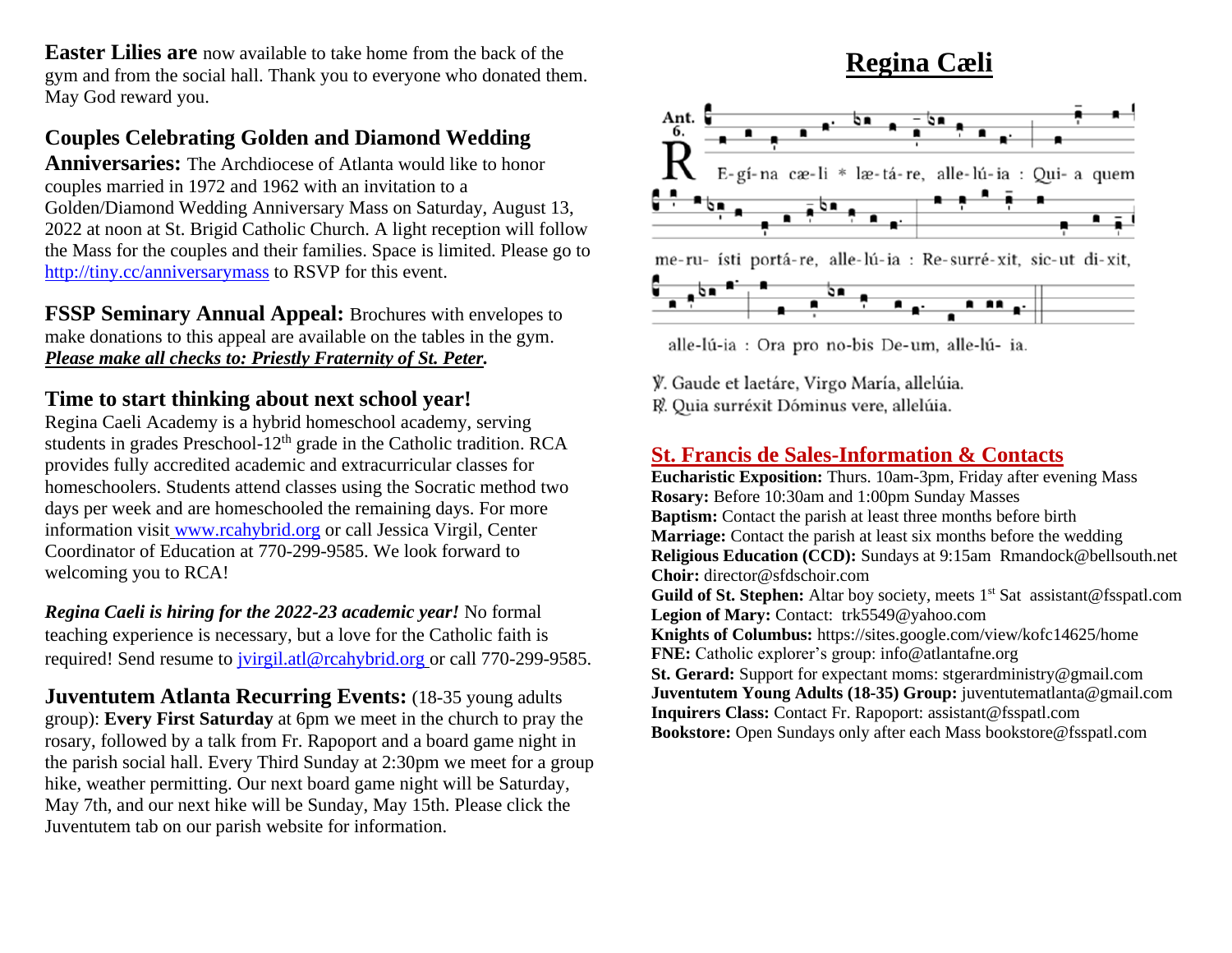**Easter Lilies are** now available to take home from the back of the gym and from the social hall. Thank you to everyone who donated them. May God reward you.

## Couples Celebrating Golden and Diamond Wedding Anniversaries:

The Archdiocese of Atlanta would like to honor couples married in 1972 and 1962 with an invitation to a Golden/Diamond Wedding Anniversary Mass on Saturday, August 13, 2022 at noon at St. Brigid Catholic Church. A light reception will follow the Mass for the couples and their families. Space is limited. Please go to http://tiny.cc/anniversarymass to RSVP for this event.

**FSSP Seminary Annual Appeal:** Brochures with envelopes to make donations to this appeal are available on the tables in the gym. ***Please make all checks to: Priestly Fraternity of St. Peter.***

## Time to start thinking about next school year!

Regina Caeli Academy is a hybrid homeschool academy, serving students in grades Preschool-12th grade in the Catholic tradition. RCA provides fully accredited academic and extracurricular classes for homeschoolers. Students attend classes using the Socratic method two days per week and are homeschooled the remaining days. For more information visit www.rcahybrid.org or call Jessica Virgil, Center Coordinator of Education at 770-299-9585. We look forward to welcoming you to RCA!

***Regina Caeli is hiring for the 2022-23 academic year!*** No formal teaching experience is necessary, but a love for the Catholic faith is required! Send resume to jvirgil.atl@rcahybrid.org or call 770-299-9585.

**Juventutem Atlanta Recurring Events:** (18-35 young adults group): **Every First Saturday** at 6pm we meet in the church to pray the rosary, followed by a talk from Fr. Rapoport and a board game night in the parish social hall. Every Third Sunday at 2:30pm we meet for a group hike, weather permitting. Our next board game night will be Saturday, May 7th, and our next hike will be Sunday, May 15th. Please click the Juventutem tab on our parish website for information.

# Regina Cæli

Ant. 6.

Regína cæli * lætáre, allelúia: Quia quem merúisti portáre, allelúia: Resurréxit, sicut dixit, allelúia: Ora pro nobis Deum, allelúia.

℣. Gaude et laetáre, Virgo María, allelúia.
℟. Quia surréxit Dóminus vere, allelúia.

## St. Francis de Sales-Information & Contacts

**Eucharistic Exposition:** Thurs. 10am-3pm, Friday after evening Mass
**Rosary:** Before 10:30am and 1:00pm Sunday Masses
**Baptism:** Contact the parish at least three months before birth
**Marriage:** Contact the parish at least six months before the wedding
**Religious Education (CCD):** Sundays at 9:15am Rmandock@bellsouth.net
**Choir:** director@sfdschoir.com
**Guild of St. Stephen:** Altar boy society, meets 1st Sat assistant@fsspatl.com
**Legion of Mary:** Contact: trk5549@yahoo.com
**Knights of Columbus:** https://sites.google.com/view/kofc14625/home
**FNE:** Catholic explorer's group: info@atlantafne.org
**St. Gerard:** Support for expectant moms: stgerardministry@gmail.com
**Juventutem Young Adults (18-35) Group:** juventutematlanta@gmail.com
**Inquirers Class:** Contact Fr. Rapoport: assistant@fsspatl.com
**Bookstore:** Open Sundays only after each Mass bookstore@fsspatl.com